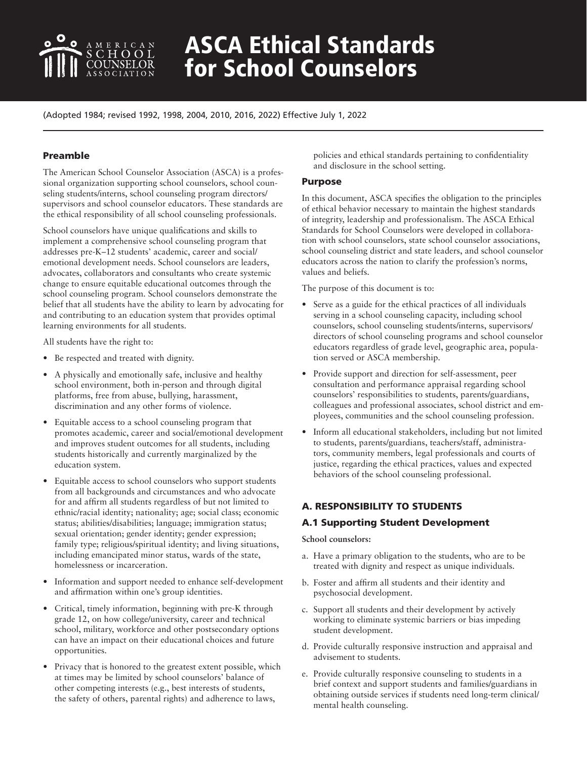# ASCA Ethical Standards for School Counselors

(Adopted 1984; revised 1992, 1998, 2004, 2010, 2016, 2022) Effective July 1, 2022

## Preamble

The American School Counselor Association (ASCA) is a professional organization supporting school counselors, school counseling students/interns, school counseling program directors/supervisors and school counselor educators. These standards are the ethical responsibility of all school counseling professionals.

School counselors have unique qualifications and skills to implement a comprehensive school counseling program that addresses pre-K–12 students' academic, career and social/emotional development needs. School counselors are leaders, advocates, collaborators and consultants who create systemic change to ensure equitable educational outcomes through the school counseling program. School counselors demonstrate the belief that all students have the ability to learn by advocating for and contributing to an education system that provides optimal learning environments for all students.

All students have the right to:

- Be respected and treated with dignity.
- A physically and emotionally safe, inclusive and healthy school environment, both in-person and through digital platforms, free from abuse, bullying, harassment, discrimination and any other forms of violence.
- Equitable access to a school counseling program that promotes academic, career and social/emotional development and improves student outcomes for all students, including students historically and currently marginalized by the education system.
- Equitable access to school counselors who support students from all backgrounds and circumstances and who advocate for and affirm all students regardless of but not limited to ethnic/racial identity; nationality; age; social class; economic status; abilities/disabilities; language; immigration status; sexual orientation; gender identity; gender expression; family type; religious/spiritual identity; and living situations, including emancipated minor status, wards of the state, homelessness or incarceration.
- Information and support needed to enhance self-development and affirmation within one's group identities.
- Critical, timely information, beginning with pre-K through grade 12, on how college/university, career and technical school, military, workforce and other postsecondary options can have an impact on their educational choices and future opportunities.
- Privacy that is honored to the greatest extent possible, which at times may be limited by school counselors' balance of other competing interests (e.g., best interests of students, the safety of others, parental rights) and adherence to laws, policies and ethical standards pertaining to confidentiality and disclosure in the school setting.

## Purpose

In this document, ASCA specifies the obligation to the principles of ethical behavior necessary to maintain the highest standards of integrity, leadership and professionalism. The ASCA Ethical Standards for School Counselors were developed in collaboration with school counselors, state school counselor associations, school counseling district and state leaders, and school counselor educators across the nation to clarify the profession's norms, values and beliefs.

The purpose of this document is to:

- Serve as a guide for the ethical practices of all individuals serving in a school counseling capacity, including school counselors, school counseling students/interns, supervisors/directors of school counseling programs and school counselor educators regardless of grade level, geographic area, population served or ASCA membership.
- Provide support and direction for self-assessment, peer consultation and performance appraisal regarding school counselors' responsibilities to students, parents/guardians, colleagues and professional associates, school district and employees, communities and the school counseling profession.
- Inform all educational stakeholders, including but not limited to students, parents/guardians, teachers/staff, administrators, community members, legal professionals and courts of justice, regarding the ethical practices, values and expected behaviors of the school counseling professional.

## A. RESPONSIBILITY TO STUDENTS

### A.1 Supporting Student Development

**School counselors:**

a. Have a primary obligation to the students, who are to be treated with dignity and respect as unique individuals.

b. Foster and affirm all students and their identity and psychosocial development.

c. Support all students and their development by actively working to eliminate systemic barriers or bias impeding student development.

d. Provide culturally responsive instruction and appraisal and advisement to students.

e. Provide culturally responsive counseling to students in a brief context and support students and families/guardians in obtaining outside services if students need long-term clinical/mental health counseling.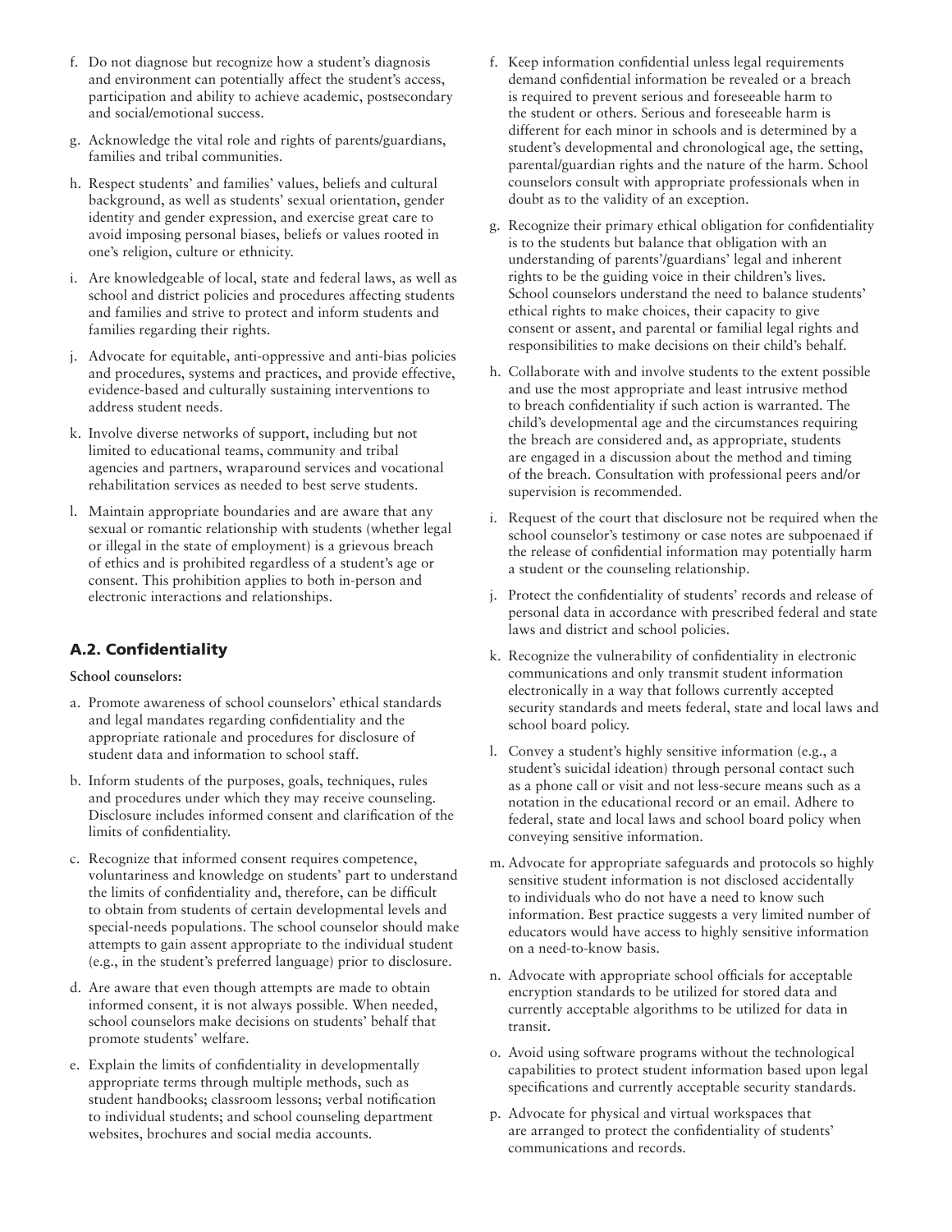f. Do not diagnose but recognize how a student's diagnosis and environment can potentially affect the student's access, participation and ability to achieve academic, postsecondary and social/emotional success.

g. Acknowledge the vital role and rights of parents/guardians, families and tribal communities.

h. Respect students' and families' values, beliefs and cultural background, as well as students' sexual orientation, gender identity and gender expression, and exercise great care to avoid imposing personal biases, beliefs or values rooted in one's religion, culture or ethnicity.

i. Are knowledgeable of local, state and federal laws, as well as school and district policies and procedures affecting students and families and strive to protect and inform students and families regarding their rights.

j. Advocate for equitable, anti-oppressive and anti-bias policies and procedures, systems and practices, and provide effective, evidence-based and culturally sustaining interventions to address student needs.

k. Involve diverse networks of support, including but not limited to educational teams, community and tribal agencies and partners, wraparound services and vocational rehabilitation services as needed to best serve students.

l. Maintain appropriate boundaries and are aware that any sexual or romantic relationship with students (whether legal or illegal in the state of employment) is a grievous breach of ethics and is prohibited regardless of a student's age or consent. This prohibition applies to both in-person and electronic interactions and relationships.

## A.2. Confidentiality

**School counselors:**

a. Promote awareness of school counselors' ethical standards and legal mandates regarding confidentiality and the appropriate rationale and procedures for disclosure of student data and information to school staff.

b. Inform students of the purposes, goals, techniques, rules and procedures under which they may receive counseling. Disclosure includes informed consent and clarification of the limits of confidentiality.

c. Recognize that informed consent requires competence, voluntariness and knowledge on students' part to understand the limits of confidentiality and, therefore, can be difficult to obtain from students of certain developmental levels and special-needs populations. The school counselor should make attempts to gain assent appropriate to the individual student (e.g., in the student's preferred language) prior to disclosure.

d. Are aware that even though attempts are made to obtain informed consent, it is not always possible. When needed, school counselors make decisions on students' behalf that promote students' welfare.

e. Explain the limits of confidentiality in developmentally appropriate terms through multiple methods, such as student handbooks; classroom lessons; verbal notification to individual students; and school counseling department websites, brochures and social media accounts.

f. Keep information confidential unless legal requirements demand confidential information be revealed or a breach is required to prevent serious and foreseeable harm to the student or others. Serious and foreseeable harm is different for each minor in schools and is determined by a student's developmental and chronological age, the setting, parental/guardian rights and the nature of the harm. School counselors consult with appropriate professionals when in doubt as to the validity of an exception.

g. Recognize their primary ethical obligation for confidentiality is to the students but balance that obligation with an understanding of parents'/guardians' legal and inherent rights to be the guiding voice in their children's lives. School counselors understand the need to balance students' ethical rights to make choices, their capacity to give consent or assent, and parental or familial legal rights and responsibilities to make decisions on their child's behalf.

h. Collaborate with and involve students to the extent possible and use the most appropriate and least intrusive method to breach confidentiality if such action is warranted. The child's developmental age and the circumstances requiring the breach are considered and, as appropriate, students are engaged in a discussion about the method and timing of the breach. Consultation with professional peers and/or supervision is recommended.

i. Request of the court that disclosure not be required when the school counselor's testimony or case notes are subpoenaed if the release of confidential information may potentially harm a student or the counseling relationship.

j. Protect the confidentiality of students' records and release of personal data in accordance with prescribed federal and state laws and district and school policies.

k. Recognize the vulnerability of confidentiality in electronic communications and only transmit student information electronically in a way that follows currently accepted security standards and meets federal, state and local laws and school board policy.

l. Convey a student's highly sensitive information (e.g., a student's suicidal ideation) through personal contact such as a phone call or visit and not less-secure means such as a notation in the educational record or an email. Adhere to federal, state and local laws and school board policy when conveying sensitive information.

m. Advocate for appropriate safeguards and protocols so highly sensitive student information is not disclosed accidentally to individuals who do not have a need to know such information. Best practice suggests a very limited number of educators would have access to highly sensitive information on a need-to-know basis.

n. Advocate with appropriate school officials for acceptable encryption standards to be utilized for stored data and currently acceptable algorithms to be utilized for data in transit.

o. Avoid using software programs without the technological capabilities to protect student information based upon legal specifications and currently acceptable security standards.

p. Advocate for physical and virtual workspaces that are arranged to protect the confidentiality of students' communications and records.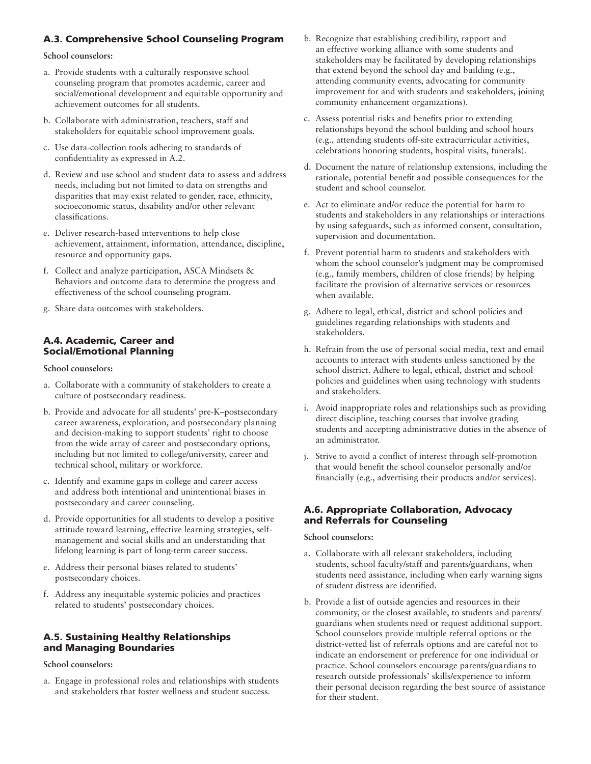### A.3. Comprehensive School Counseling Program

**School counselors:**

a. Provide students with a culturally responsive school counseling program that promotes academic, career and social/emotional development and equitable opportunity and achievement outcomes for all students.

b. Collaborate with administration, teachers, staff and stakeholders for equitable school improvement goals.

c. Use data-collection tools adhering to standards of confidentiality as expressed in A.2.

d. Review and use school and student data to assess and address needs, including but not limited to data on strengths and disparities that may exist related to gender, race, ethnicity, socioeconomic status, disability and/or other relevant classifications.

e. Deliver research-based interventions to help close achievement, attainment, information, attendance, discipline, resource and opportunity gaps.

f. Collect and analyze participation, ASCA Mindsets & Behaviors and outcome data to determine the progress and effectiveness of the school counseling program.

g. Share data outcomes with stakeholders.

### A.4. Academic, Career and Social/Emotional Planning

**School counselors:**

a. Collaborate with a community of stakeholders to create a culture of postsecondary readiness.

b. Provide and advocate for all students' pre-K–postsecondary career awareness, exploration, and postsecondary planning and decision-making to support students' right to choose from the wide array of career and postsecondary options, including but not limited to college/university, career and technical school, military or workforce.

c. Identify and examine gaps in college and career access and address both intentional and unintentional biases in postsecondary and career counseling.

d. Provide opportunities for all students to develop a positive attitude toward learning, effective learning strategies, self-management and social skills and an understanding that lifelong learning is part of long-term career success.

e. Address their personal biases related to students' postsecondary choices.

f. Address any inequitable systemic policies and practices related to students' postsecondary choices.

### A.5. Sustaining Healthy Relationships and Managing Boundaries

**School counselors:**

a. Engage in professional roles and relationships with students and stakeholders that foster wellness and student success.

b. Recognize that establishing credibility, rapport and an effective working alliance with some students and stakeholders may be facilitated by developing relationships that extend beyond the school day and building (e.g., attending community events, advocating for community improvement for and with students and stakeholders, joining community enhancement organizations).

c. Assess potential risks and benefits prior to extending relationships beyond the school building and school hours (e.g., attending students off-site extracurricular activities, celebrations honoring students, hospital visits, funerals).

d. Document the nature of relationship extensions, including the rationale, potential benefit and possible consequences for the student and school counselor.

e. Act to eliminate and/or reduce the potential for harm to students and stakeholders in any relationships or interactions by using safeguards, such as informed consent, consultation, supervision and documentation.

f. Prevent potential harm to students and stakeholders with whom the school counselor's judgment may be compromised (e.g., family members, children of close friends) by helping facilitate the provision of alternative services or resources when available.

g. Adhere to legal, ethical, district and school policies and guidelines regarding relationships with students and stakeholders.

h. Refrain from the use of personal social media, text and email accounts to interact with students unless sanctioned by the school district. Adhere to legal, ethical, district and school policies and guidelines when using technology with students and stakeholders.

i. Avoid inappropriate roles and relationships such as providing direct discipline, teaching courses that involve grading students and accepting administrative duties in the absence of an administrator.

j. Strive to avoid a conflict of interest through self-promotion that would benefit the school counselor personally and/or financially (e.g., advertising their products and/or services).

### A.6. Appropriate Collaboration, Advocacy and Referrals for Counseling

**School counselors:**

a. Collaborate with all relevant stakeholders, including students, school faculty/staff and parents/guardians, when students need assistance, including when early warning signs of student distress are identified.

b. Provide a list of outside agencies and resources in their community, or the closest available, to students and parents/guardians when students need or request additional support. School counselors provide multiple referral options or the district-vetted list of referrals options and are careful not to indicate an endorsement or preference for one individual or practice. School counselors encourage parents/guardians to research outside professionals' skills/experience to inform their personal decision regarding the best source of assistance for their student.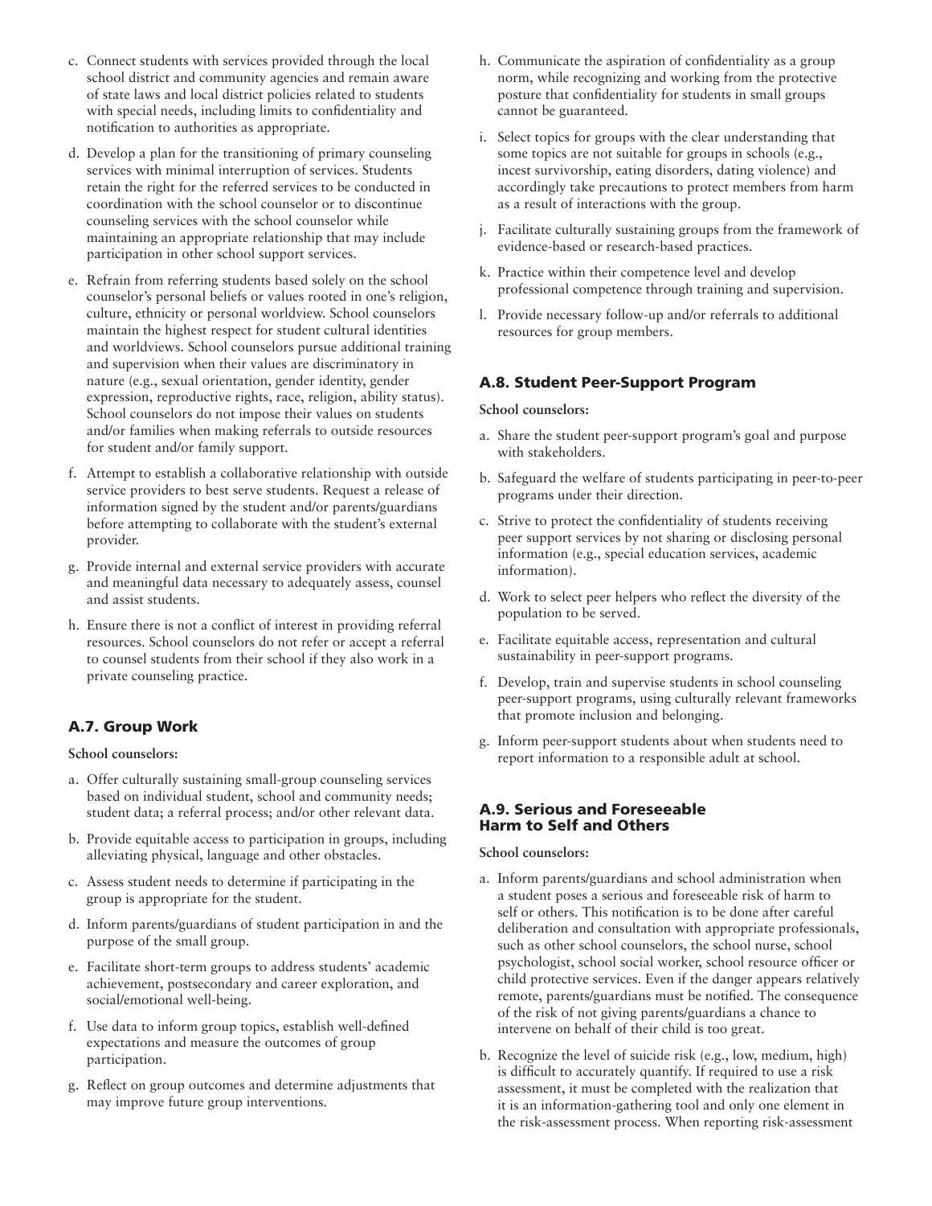c. Connect students with services provided through the local school district and community agencies and remain aware of state laws and local district policies related to students with special needs, including limits to confidentiality and notification to authorities as appropriate.

d. Develop a plan for the transitioning of primary counseling services with minimal interruption of services. Students retain the right for the referred services to be conducted in coordination with the school counselor or to discontinue counseling services with the school counselor while maintaining an appropriate relationship that may include participation in other school support services.

e. Refrain from referring students based solely on the school counselor's personal beliefs or values rooted in one's religion, culture, ethnicity or personal worldview. School counselors maintain the highest respect for student cultural identities and worldviews. School counselors pursue additional training and supervision when their values are discriminatory in nature (e.g., sexual orientation, gender identity, gender expression, reproductive rights, race, religion, ability status). School counselors do not impose their values on students and/or families when making referrals to outside resources for student and/or family support.

f. Attempt to establish a collaborative relationship with outside service providers to best serve students. Request a release of information signed by the student and/or parents/guardians before attempting to collaborate with the student's external provider.

g. Provide internal and external service providers with accurate and meaningful data necessary to adequately assess, counsel and assist students.

h. Ensure there is not a conflict of interest in providing referral resources. School counselors do not refer or accept a referral to counsel students from their school if they also work in a private counseling practice.

### A.7. Group Work

**School counselors:**

a. Offer culturally sustaining small-group counseling services based on individual student, school and community needs; student data; a referral process; and/or other relevant data.

b. Provide equitable access to participation in groups, including alleviating physical, language and other obstacles.

c. Assess student needs to determine if participating in the group is appropriate for the student.

d. Inform parents/guardians of student participation in and the purpose of the small group.

e. Facilitate short-term groups to address students' academic achievement, postsecondary and career exploration, and social/emotional well-being.

f. Use data to inform group topics, establish well-defined expectations and measure the outcomes of group participation.

g. Reflect on group outcomes and determine adjustments that may improve future group interventions.

h. Communicate the aspiration of confidentiality as a group norm, while recognizing and working from the protective posture that confidentiality for students in small groups cannot be guaranteed.

i. Select topics for groups with the clear understanding that some topics are not suitable for groups in schools (e.g., incest survivorship, eating disorders, dating violence) and accordingly take precautions to protect members from harm as a result of interactions with the group.

j. Facilitate culturally sustaining groups from the framework of evidence-based or research-based practices.

k. Practice within their competence level and develop professional competence through training and supervision.

l. Provide necessary follow-up and/or referrals to additional resources for group members.

### A.8. Student Peer-Support Program

**School counselors:**

a. Share the student peer-support program's goal and purpose with stakeholders.

b. Safeguard the welfare of students participating in peer-to-peer programs under their direction.

c. Strive to protect the confidentiality of students receiving peer support services by not sharing or disclosing personal information (e.g., special education services, academic information).

d. Work to select peer helpers who reflect the diversity of the population to be served.

e. Facilitate equitable access, representation and cultural sustainability in peer-support programs.

f. Develop, train and supervise students in school counseling peer-support programs, using culturally relevant frameworks that promote inclusion and belonging.

g. Inform peer-support students about when students need to report information to a responsible adult at school.

### A.9. Serious and Foreseeable Harm to Self and Others

**School counselors:**

a. Inform parents/guardians and school administration when a student poses a serious and foreseeable risk of harm to self or others. This notification is to be done after careful deliberation and consultation with appropriate professionals, such as other school counselors, the school nurse, school psychologist, school social worker, school resource officer or child protective services. Even if the danger appears relatively remote, parents/guardians must be notified. The consequence of the risk of not giving parents/guardians a chance to intervene on behalf of their child is too great.

b. Recognize the level of suicide risk (e.g., low, medium, high) is difficult to accurately quantify. If required to use a risk assessment, it must be completed with the realization that it is an information-gathering tool and only one element in the risk-assessment process. When reporting risk-assessment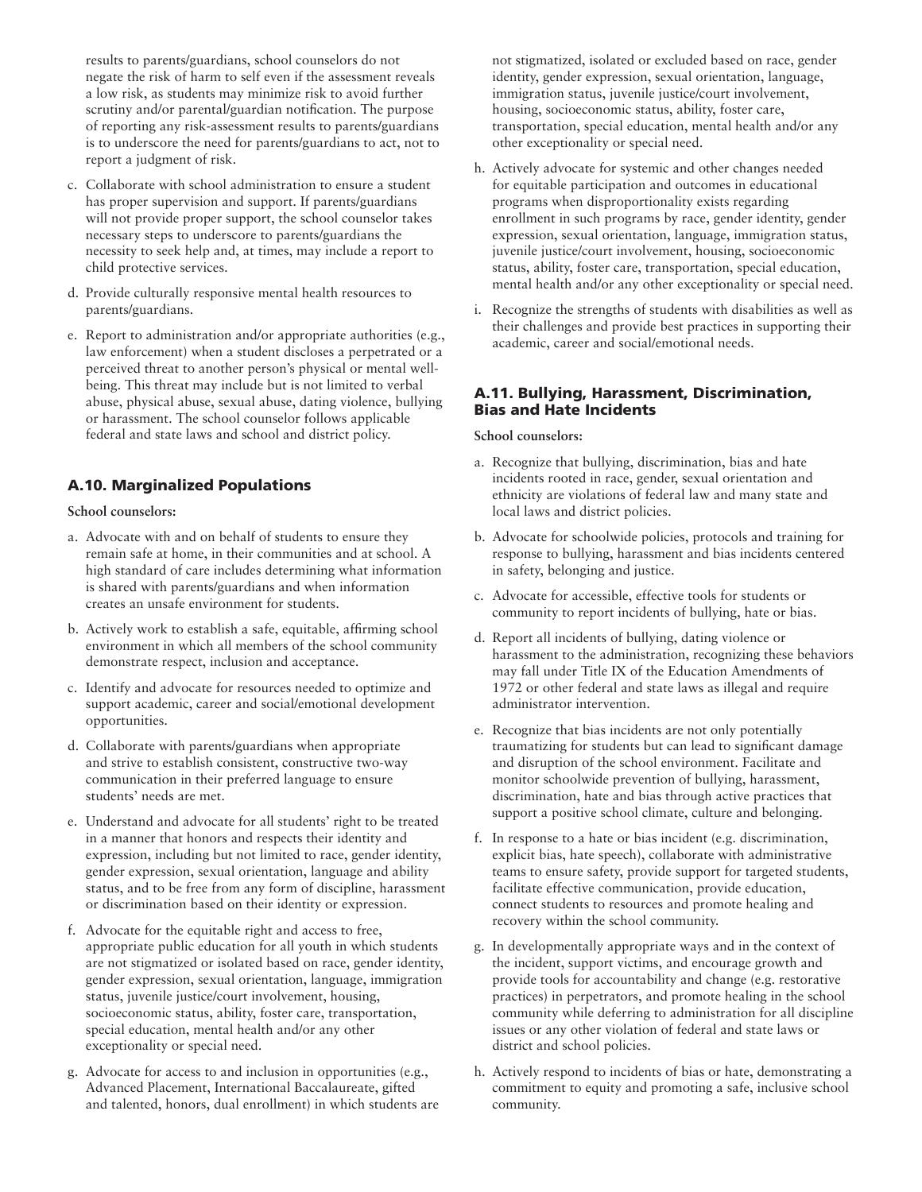results to parents/guardians, school counselors do not negate the risk of harm to self even if the assessment reveals a low risk, as students may minimize risk to avoid further scrutiny and/or parental/guardian notification. The purpose of reporting any risk-assessment results to parents/guardians is to underscore the need for parents/guardians to act, not to report a judgment of risk.

c. Collaborate with school administration to ensure a student has proper supervision and support. If parents/guardians will not provide proper support, the school counselor takes necessary steps to underscore to parents/guardians the necessity to seek help and, at times, may include a report to child protective services.

d. Provide culturally responsive mental health resources to parents/guardians.

e. Report to administration and/or appropriate authorities (e.g., law enforcement) when a student discloses a perpetrated or a perceived threat to another person's physical or mental well-being. This threat may include but is not limited to verbal abuse, physical abuse, sexual abuse, dating violence, bullying or harassment. The school counselor follows applicable federal and state laws and school and district policy.

### A.10. Marginalized Populations

**School counselors:**

a. Advocate with and on behalf of students to ensure they remain safe at home, in their communities and at school. A high standard of care includes determining what information is shared with parents/guardians and when information creates an unsafe environment for students.

b. Actively work to establish a safe, equitable, affirming school environment in which all members of the school community demonstrate respect, inclusion and acceptance.

c. Identify and advocate for resources needed to optimize and support academic, career and social/emotional development opportunities.

d. Collaborate with parents/guardians when appropriate and strive to establish consistent, constructive two-way communication in their preferred language to ensure students' needs are met.

e. Understand and advocate for all students' right to be treated in a manner that honors and respects their identity and expression, including but not limited to race, gender identity, gender expression, sexual orientation, language and ability status, and to be free from any form of discipline, harassment or discrimination based on their identity or expression.

f. Advocate for the equitable right and access to free, appropriate public education for all youth in which students are not stigmatized or isolated based on race, gender identity, gender expression, sexual orientation, language, immigration status, juvenile justice/court involvement, housing, socioeconomic status, ability, foster care, transportation, special education, mental health and/or any other exceptionality or special need.

g. Advocate for access to and inclusion in opportunities (e.g., Advanced Placement, International Baccalaureate, gifted and talented, honors, dual enrollment) in which students are not stigmatized, isolated or excluded based on race, gender identity, gender expression, sexual orientation, language, immigration status, juvenile justice/court involvement, housing, socioeconomic status, ability, foster care, transportation, special education, mental health and/or any other exceptionality or special need.

h. Actively advocate for systemic and other changes needed for equitable participation and outcomes in educational programs when disproportionality exists regarding enrollment in such programs by race, gender identity, gender expression, sexual orientation, language, immigration status, juvenile justice/court involvement, housing, socioeconomic status, ability, foster care, transportation, special education, mental health and/or any other exceptionality or special need.

i. Recognize the strengths of students with disabilities as well as their challenges and provide best practices in supporting their academic, career and social/emotional needs.

### A.11. Bullying, Harassment, Discrimination, Bias and Hate Incidents

**School counselors:**

a. Recognize that bullying, discrimination, bias and hate incidents rooted in race, gender, sexual orientation and ethnicity are violations of federal law and many state and local laws and district policies.

b. Advocate for schoolwide policies, protocols and training for response to bullying, harassment and bias incidents centered in safety, belonging and justice.

c. Advocate for accessible, effective tools for students or community to report incidents of bullying, hate or bias.

d. Report all incidents of bullying, dating violence or harassment to the administration, recognizing these behaviors may fall under Title IX of the Education Amendments of 1972 or other federal and state laws as illegal and require administrator intervention.

e. Recognize that bias incidents are not only potentially traumatizing for students but can lead to significant damage and disruption of the school environment. Facilitate and monitor schoolwide prevention of bullying, harassment, discrimination, hate and bias through active practices that support a positive school climate, culture and belonging.

f. In response to a hate or bias incident (e.g. discrimination, explicit bias, hate speech), collaborate with administrative teams to ensure safety, provide support for targeted students, facilitate effective communication, provide education, connect students to resources and promote healing and recovery within the school community.

g. In developmentally appropriate ways and in the context of the incident, support victims, and encourage growth and provide tools for accountability and change (e.g. restorative practices) in perpetrators, and promote healing in the school community while deferring to administration for all discipline issues or any other violation of federal and state laws or district and school policies.

h. Actively respond to incidents of bias or hate, demonstrating a commitment to equity and promoting a safe, inclusive school community.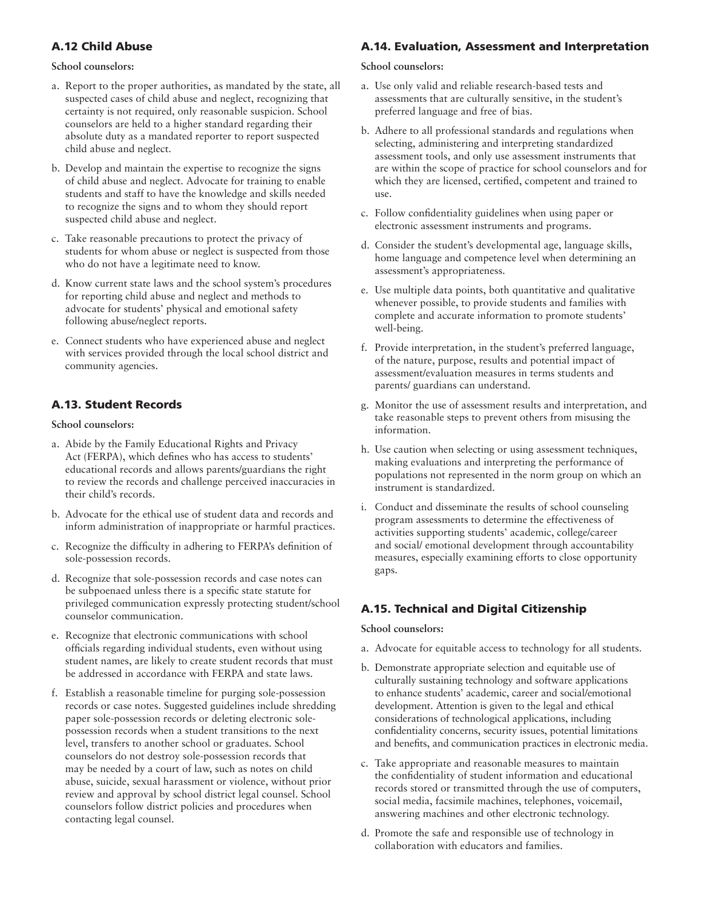## A.12 Child Abuse

**School counselors:**

a. Report to the proper authorities, as mandated by the state, all suspected cases of child abuse and neglect, recognizing that certainty is not required, only reasonable suspicion. School counselors are held to a higher standard regarding their absolute duty as a mandated reporter to report suspected child abuse and neglect.

b. Develop and maintain the expertise to recognize the signs of child abuse and neglect. Advocate for training to enable students and staff to have the knowledge and skills needed to recognize the signs and to whom they should report suspected child abuse and neglect.

c. Take reasonable precautions to protect the privacy of students for whom abuse or neglect is suspected from those who do not have a legitimate need to know.

d. Know current state laws and the school system's procedures for reporting child abuse and neglect and methods to advocate for students' physical and emotional safety following abuse/neglect reports.

e. Connect students who have experienced abuse and neglect with services provided through the local school district and community agencies.

## A.13. Student Records

**School counselors:**

a. Abide by the Family Educational Rights and Privacy Act (FERPA), which defines who has access to students' educational records and allows parents/guardians the right to review the records and challenge perceived inaccuracies in their child's records.

b. Advocate for the ethical use of student data and records and inform administration of inappropriate or harmful practices.

c. Recognize the difficulty in adhering to FERPA's definition of sole-possession records.

d. Recognize that sole-possession records and case notes can be subpoenaed unless there is a specific state statute for privileged communication expressly protecting student/school counselor communication.

e. Recognize that electronic communications with school officials regarding individual students, even without using student names, are likely to create student records that must be addressed in accordance with FERPA and state laws.

f. Establish a reasonable timeline for purging sole-possession records or case notes. Suggested guidelines include shredding paper sole-possession records or deleting electronic sole-possession records when a student transitions to the next level, transfers to another school or graduates. School counselors do not destroy sole-possession records that may be needed by a court of law, such as notes on child abuse, suicide, sexual harassment or violence, without prior review and approval by school district legal counsel. School counselors follow district policies and procedures when contacting legal counsel.

## A.14. Evaluation, Assessment and Interpretation

**School counselors:**

a. Use only valid and reliable research-based tests and assessments that are culturally sensitive, in the student's preferred language and free of bias.

b. Adhere to all professional standards and regulations when selecting, administering and interpreting standardized assessment tools, and only use assessment instruments that are within the scope of practice for school counselors and for which they are licensed, certified, competent and trained to use.

c. Follow confidentiality guidelines when using paper or electronic assessment instruments and programs.

d. Consider the student's developmental age, language skills, home language and competence level when determining an assessment's appropriateness.

e. Use multiple data points, both quantitative and qualitative whenever possible, to provide students and families with complete and accurate information to promote students' well-being.

f. Provide interpretation, in the student's preferred language, of the nature, purpose, results and potential impact of assessment/evaluation measures in terms students and parents/ guardians can understand.

g. Monitor the use of assessment results and interpretation, and take reasonable steps to prevent others from misusing the information.

h. Use caution when selecting or using assessment techniques, making evaluations and interpreting the performance of populations not represented in the norm group on which an instrument is standardized.

i. Conduct and disseminate the results of school counseling program assessments to determine the effectiveness of activities supporting students' academic, college/career and social/ emotional development through accountability measures, especially examining efforts to close opportunity gaps.

## A.15. Technical and Digital Citizenship

**School counselors:**

a. Advocate for equitable access to technology for all students.

b. Demonstrate appropriate selection and equitable use of culturally sustaining technology and software applications to enhance students' academic, career and social/emotional development. Attention is given to the legal and ethical considerations of technological applications, including confidentiality concerns, security issues, potential limitations and benefits, and communication practices in electronic media.

c. Take appropriate and reasonable measures to maintain the confidentiality of student information and educational records stored or transmitted through the use of computers, social media, facsimile machines, telephones, voicemail, answering machines and other electronic technology.

d. Promote the safe and responsible use of technology in collaboration with educators and families.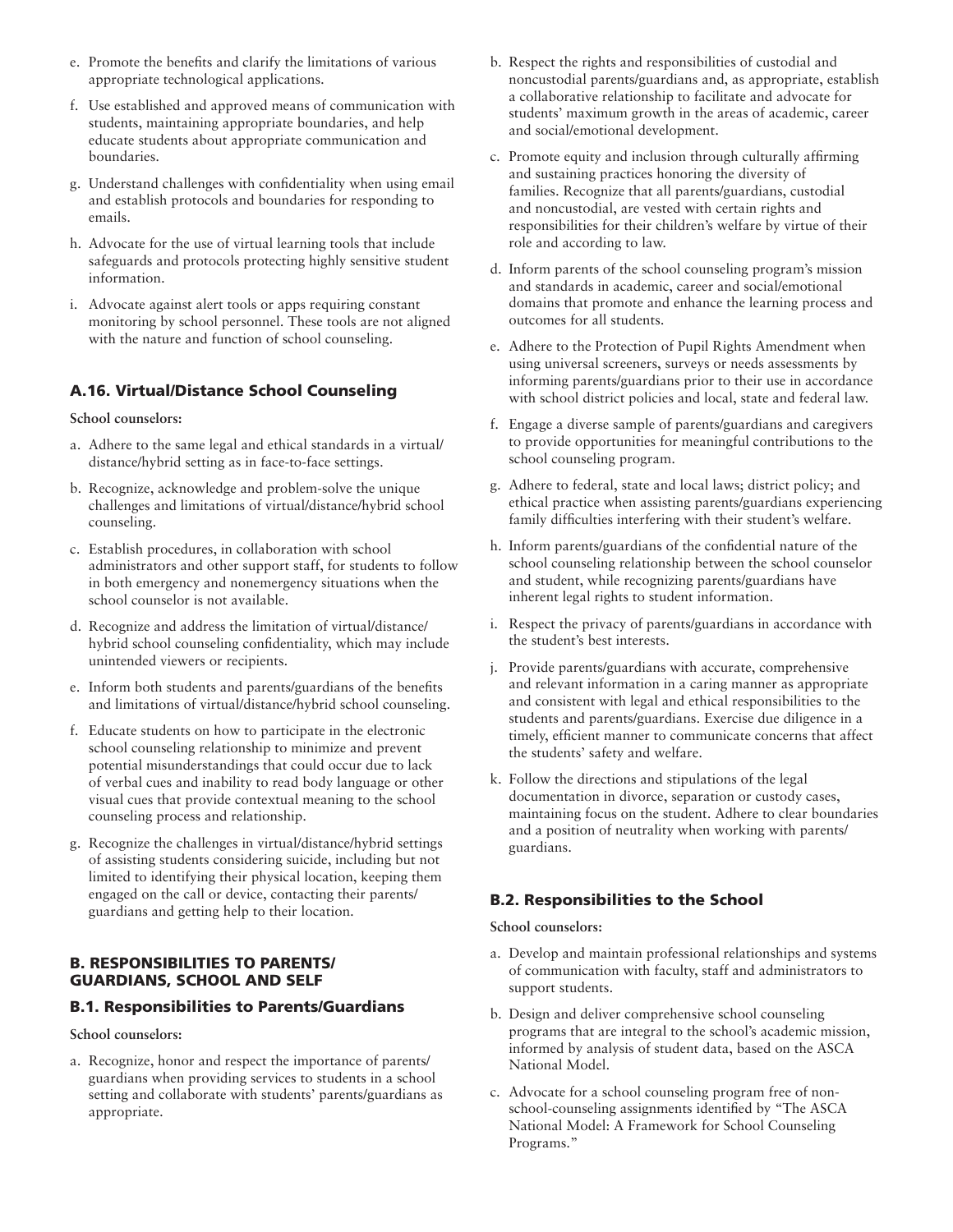e. Promote the benefits and clarify the limitations of various appropriate technological applications.

f. Use established and approved means of communication with students, maintaining appropriate boundaries, and help educate students about appropriate communication and boundaries.

g. Understand challenges with confidentiality when using email and establish protocols and boundaries for responding to emails.

h. Advocate for the use of virtual learning tools that include safeguards and protocols protecting highly sensitive student information.

i. Advocate against alert tools or apps requiring constant monitoring by school personnel. These tools are not aligned with the nature and function of school counseling.

### A.16. Virtual/Distance School Counseling

**School counselors:**

a. Adhere to the same legal and ethical standards in a virtual/distance/hybrid setting as in face-to-face settings.

b. Recognize, acknowledge and problem-solve the unique challenges and limitations of virtual/distance/hybrid school counseling.

c. Establish procedures, in collaboration with school administrators and other support staff, for students to follow in both emergency and nonemergency situations when the school counselor is not available.

d. Recognize and address the limitation of virtual/distance/hybrid school counseling confidentiality, which may include unintended viewers or recipients.

e. Inform both students and parents/guardians of the benefits and limitations of virtual/distance/hybrid school counseling.

f. Educate students on how to participate in the electronic school counseling relationship to minimize and prevent potential misunderstandings that could occur due to lack of verbal cues and inability to read body language or other visual cues that provide contextual meaning to the school counseling process and relationship.

g. Recognize the challenges in virtual/distance/hybrid settings of assisting students considering suicide, including but not limited to identifying their physical location, keeping them engaged on the call or device, contacting their parents/guardians and getting help to their location.

## B. RESPONSIBILITIES TO PARENTS/GUARDIANS, SCHOOL AND SELF

### B.1. Responsibilities to Parents/Guardians

**School counselors:**

a. Recognize, honor and respect the importance of parents/guardians when providing services to students in a school setting and collaborate with students' parents/guardians as appropriate.

b. Respect the rights and responsibilities of custodial and noncustodial parents/guardians and, as appropriate, establish a collaborative relationship to facilitate and advocate for students' maximum growth in the areas of academic, career and social/emotional development.

c. Promote equity and inclusion through culturally affirming and sustaining practices honoring the diversity of families. Recognize that all parents/guardians, custodial and noncustodial, are vested with certain rights and responsibilities for their children's welfare by virtue of their role and according to law.

d. Inform parents of the school counseling program's mission and standards in academic, career and social/emotional domains that promote and enhance the learning process and outcomes for all students.

e. Adhere to the Protection of Pupil Rights Amendment when using universal screeners, surveys or needs assessments by informing parents/guardians prior to their use in accordance with school district policies and local, state and federal law.

f. Engage a diverse sample of parents/guardians and caregivers to provide opportunities for meaningful contributions to the school counseling program.

g. Adhere to federal, state and local laws; district policy; and ethical practice when assisting parents/guardians experiencing family difficulties interfering with their student's welfare.

h. Inform parents/guardians of the confidential nature of the school counseling relationship between the school counselor and student, while recognizing parents/guardians have inherent legal rights to student information.

i. Respect the privacy of parents/guardians in accordance with the student's best interests.

j. Provide parents/guardians with accurate, comprehensive and relevant information in a caring manner as appropriate and consistent with legal and ethical responsibilities to the students and parents/guardians. Exercise due diligence in a timely, efficient manner to communicate concerns that affect the students' safety and welfare.

k. Follow the directions and stipulations of the legal documentation in divorce, separation or custody cases, maintaining focus on the student. Adhere to clear boundaries and a position of neutrality when working with parents/guardians.

### B.2. Responsibilities to the School

**School counselors:**

a. Develop and maintain professional relationships and systems of communication with faculty, staff and administrators to support students.

b. Design and deliver comprehensive school counseling programs that are integral to the school's academic mission, informed by analysis of student data, based on the ASCA National Model.

c. Advocate for a school counseling program free of non-school-counseling assignments identified by "The ASCA National Model: A Framework for School Counseling Programs."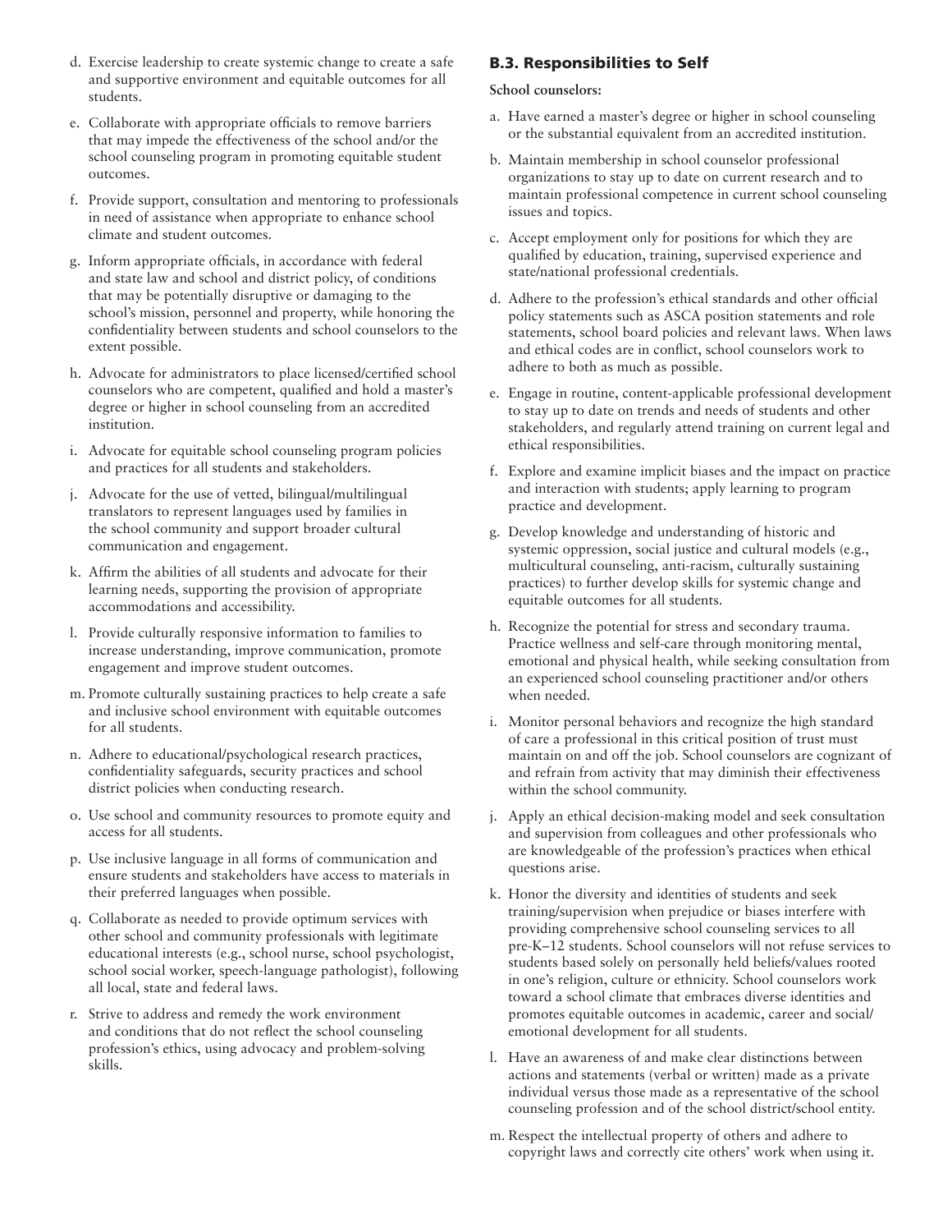d. Exercise leadership to create systemic change to create a safe and supportive environment and equitable outcomes for all students.

e. Collaborate with appropriate officials to remove barriers that may impede the effectiveness of the school and/or the school counseling program in promoting equitable student outcomes.

f. Provide support, consultation and mentoring to professionals in need of assistance when appropriate to enhance school climate and student outcomes.

g. Inform appropriate officials, in accordance with federal and state law and school and district policy, of conditions that may be potentially disruptive or damaging to the school's mission, personnel and property, while honoring the confidentiality between students and school counselors to the extent possible.

h. Advocate for administrators to place licensed/certified school counselors who are competent, qualified and hold a master's degree or higher in school counseling from an accredited institution.

i. Advocate for equitable school counseling program policies and practices for all students and stakeholders.

j. Advocate for the use of vetted, bilingual/multilingual translators to represent languages used by families in the school community and support broader cultural communication and engagement.

k. Affirm the abilities of all students and advocate for their learning needs, supporting the provision of appropriate accommodations and accessibility.

l. Provide culturally responsive information to families to increase understanding, improve communication, promote engagement and improve student outcomes.

m. Promote culturally sustaining practices to help create a safe and inclusive school environment with equitable outcomes for all students.

n. Adhere to educational/psychological research practices, confidentiality safeguards, security practices and school district policies when conducting research.

o. Use school and community resources to promote equity and access for all students.

p. Use inclusive language in all forms of communication and ensure students and stakeholders have access to materials in their preferred languages when possible.

q. Collaborate as needed to provide optimum services with other school and community professionals with legitimate educational interests (e.g., school nurse, school psychologist, school social worker, speech-language pathologist), following all local, state and federal laws.

r. Strive to address and remedy the work environment and conditions that do not reflect the school counseling profession's ethics, using advocacy and problem-solving skills.

### B.3. Responsibilities to Self

**School counselors:**

a. Have earned a master's degree or higher in school counseling or the substantial equivalent from an accredited institution.

b. Maintain membership in school counselor professional organizations to stay up to date on current research and to maintain professional competence in current school counseling issues and topics.

c. Accept employment only for positions for which they are qualified by education, training, supervised experience and state/national professional credentials.

d. Adhere to the profession's ethical standards and other official policy statements such as ASCA position statements and role statements, school board policies and relevant laws. When laws and ethical codes are in conflict, school counselors work to adhere to both as much as possible.

e. Engage in routine, content-applicable professional development to stay up to date on trends and needs of students and other stakeholders, and regularly attend training on current legal and ethical responsibilities.

f. Explore and examine implicit biases and the impact on practice and interaction with students; apply learning to program practice and development.

g. Develop knowledge and understanding of historic and systemic oppression, social justice and cultural models (e.g., multicultural counseling, anti-racism, culturally sustaining practices) to further develop skills for systemic change and equitable outcomes for all students.

h. Recognize the potential for stress and secondary trauma. Practice wellness and self-care through monitoring mental, emotional and physical health, while seeking consultation from an experienced school counseling practitioner and/or others when needed.

i. Monitor personal behaviors and recognize the high standard of care a professional in this critical position of trust must maintain on and off the job. School counselors are cognizant of and refrain from activity that may diminish their effectiveness within the school community.

j. Apply an ethical decision-making model and seek consultation and supervision from colleagues and other professionals who are knowledgeable of the profession's practices when ethical questions arise.

k. Honor the diversity and identities of students and seek training/supervision when prejudice or biases interfere with providing comprehensive school counseling services to all pre-K–12 students. School counselors will not refuse services to students based solely on personally held beliefs/values rooted in one's religion, culture or ethnicity. School counselors work toward a school climate that embraces diverse identities and promotes equitable outcomes in academic, career and social/emotional development for all students.

l. Have an awareness of and make clear distinctions between actions and statements (verbal or written) made as a private individual versus those made as a representative of the school counseling profession and of the school district/school entity.

m. Respect the intellectual property of others and adhere to copyright laws and correctly cite others' work when using it.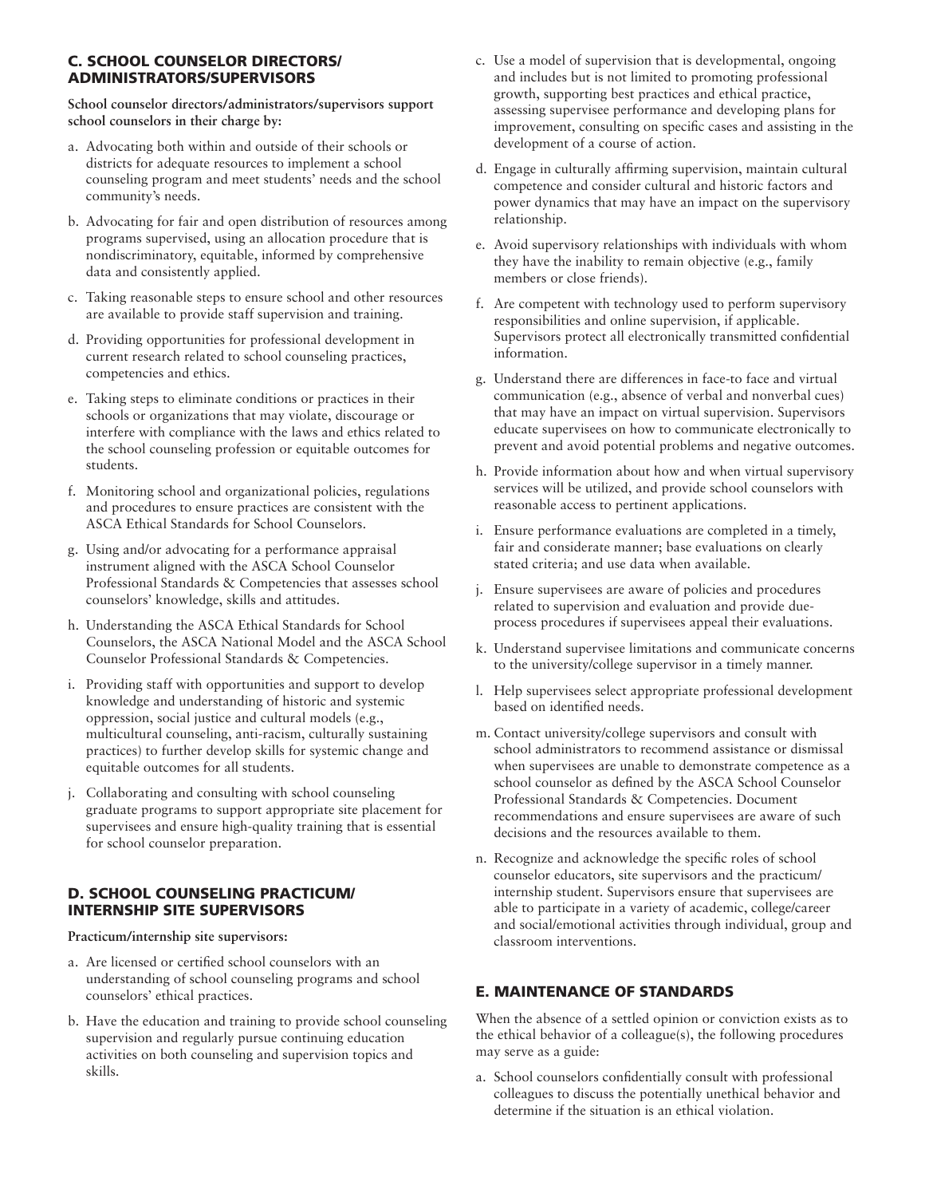### C. SCHOOL COUNSELOR DIRECTORS/ ADMINISTRATORS/SUPERVISORS

**School counselor directors/administrators/supervisors support school counselors in their charge by:**

a. Advocating both within and outside of their schools or districts for adequate resources to implement a school counseling program and meet students' needs and the school community's needs.

b. Advocating for fair and open distribution of resources among programs supervised, using an allocation procedure that is nondiscriminatory, equitable, informed by comprehensive data and consistently applied.

c. Taking reasonable steps to ensure school and other resources are available to provide staff supervision and training.

d. Providing opportunities for professional development in current research related to school counseling practices, competencies and ethics.

e. Taking steps to eliminate conditions or practices in their schools or organizations that may violate, discourage or interfere with compliance with the laws and ethics related to the school counseling profession or equitable outcomes for students.

f. Monitoring school and organizational policies, regulations and procedures to ensure practices are consistent with the ASCA Ethical Standards for School Counselors.

g. Using and/or advocating for a performance appraisal instrument aligned with the ASCA School Counselor Professional Standards & Competencies that assesses school counselors' knowledge, skills and attitudes.

h. Understanding the ASCA Ethical Standards for School Counselors, the ASCA National Model and the ASCA School Counselor Professional Standards & Competencies.

i. Providing staff with opportunities and support to develop knowledge and understanding of historic and systemic oppression, social justice and cultural models (e.g., multicultural counseling, anti-racism, culturally sustaining practices) to further develop skills for systemic change and equitable outcomes for all students.

j. Collaborating and consulting with school counseling graduate programs to support appropriate site placement for supervisees and ensure high-quality training that is essential for school counselor preparation.

### D. SCHOOL COUNSELING PRACTICUM/ INTERNSHIP SITE SUPERVISORS

**Practicum/internship site supervisors:**

a. Are licensed or certified school counselors with an understanding of school counseling programs and school counselors' ethical practices.

b. Have the education and training to provide school counseling supervision and regularly pursue continuing education activities on both counseling and supervision topics and skills.

c. Use a model of supervision that is developmental, ongoing and includes but is not limited to promoting professional growth, supporting best practices and ethical practice, assessing supervisee performance and developing plans for improvement, consulting on specific cases and assisting in the development of a course of action.

d. Engage in culturally affirming supervision, maintain cultural competence and consider cultural and historic factors and power dynamics that may have an impact on the supervisory relationship.

e. Avoid supervisory relationships with individuals with whom they have the inability to remain objective (e.g., family members or close friends).

f. Are competent with technology used to perform supervisory responsibilities and online supervision, if applicable. Supervisors protect all electronically transmitted confidential information.

g. Understand there are differences in face-to face and virtual communication (e.g., absence of verbal and nonverbal cues) that may have an impact on virtual supervision. Supervisors educate supervisees on how to communicate electronically to prevent and avoid potential problems and negative outcomes.

h. Provide information about how and when virtual supervisory services will be utilized, and provide school counselors with reasonable access to pertinent applications.

i. Ensure performance evaluations are completed in a timely, fair and considerate manner; base evaluations on clearly stated criteria; and use data when available.

j. Ensure supervisees are aware of policies and procedures related to supervision and evaluation and provide due-process procedures if supervisees appeal their evaluations.

k. Understand supervisee limitations and communicate concerns to the university/college supervisor in a timely manner.

l. Help supervisees select appropriate professional development based on identified needs.

m. Contact university/college supervisors and consult with school administrators to recommend assistance or dismissal when supervisees are unable to demonstrate competence as a school counselor as defined by the ASCA School Counselor Professional Standards & Competencies. Document recommendations and ensure supervisees are aware of such decisions and the resources available to them.

n. Recognize and acknowledge the specific roles of school counselor educators, site supervisors and the practicum/internship student. Supervisors ensure that supervisees are able to participate in a variety of academic, college/career and social/emotional activities through individual, group and classroom interventions.

### E. MAINTENANCE OF STANDARDS

When the absence of a settled opinion or conviction exists as to the ethical behavior of a colleague(s), the following procedures may serve as a guide:

a. School counselors confidentially consult with professional colleagues to discuss the potentially unethical behavior and determine if the situation is an ethical violation.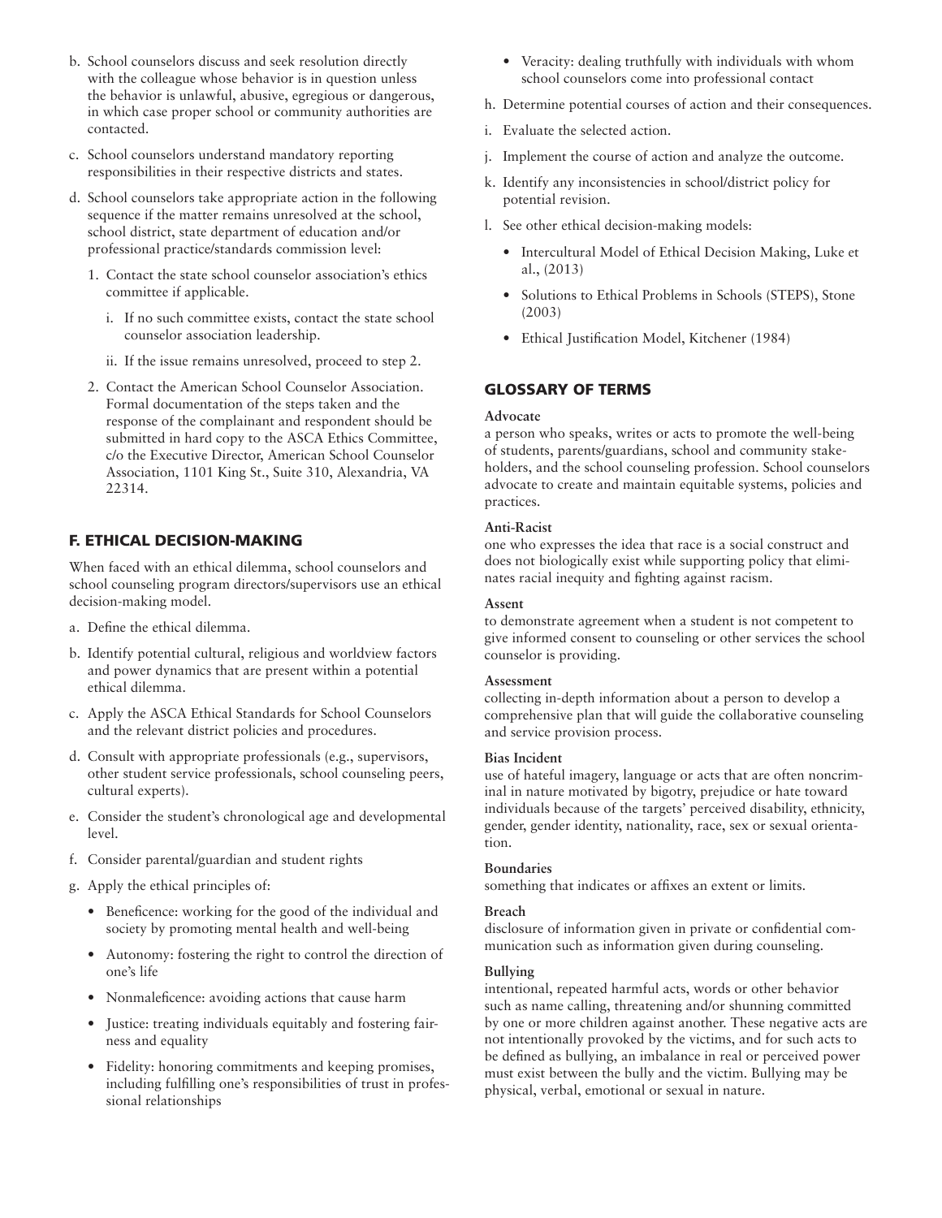b. School counselors discuss and seek resolution directly with the colleague whose behavior is in question unless the behavior is unlawful, abusive, egregious or dangerous, in which case proper school or community authorities are contacted.

c. School counselors understand mandatory reporting responsibilities in their respective districts and states.

d. School counselors take appropriate action in the following sequence if the matter remains unresolved at the school, school district, state department of education and/or professional practice/standards commission level:

   1. Contact the state school counselor association's ethics committee if applicable.
      - i. If no such committee exists, contact the state school counselor association leadership.
      - ii. If the issue remains unresolved, proceed to step 2.
   2. Contact the American School Counselor Association. Formal documentation of the steps taken and the response of the complainant and respondent should be submitted in hard copy to the ASCA Ethics Committee, c/o the Executive Director, American School Counselor Association, 1101 King St., Suite 310, Alexandria, VA 22314.

## F. ETHICAL DECISION-MAKING

When faced with an ethical dilemma, school counselors and school counseling program directors/supervisors use an ethical decision-making model.

a. Define the ethical dilemma.

b. Identify potential cultural, religious and worldview factors and power dynamics that are present within a potential ethical dilemma.

c. Apply the ASCA Ethical Standards for School Counselors and the relevant district policies and procedures.

d. Consult with appropriate professionals (e.g., supervisors, other student service professionals, school counseling peers, cultural experts).

e. Consider the student's chronological age and developmental level.

f. Consider parental/guardian and student rights

g. Apply the ethical principles of:

- Beneficence: working for the good of the individual and society by promoting mental health and well-being
- Autonomy: fostering the right to control the direction of one's life
- Nonmaleficence: avoiding actions that cause harm
- Justice: treating individuals equitably and fostering fairness and equality
- Fidelity: honoring commitments and keeping promises, including fulfilling one's responsibilities of trust in professional relationships
- Veracity: dealing truthfully with individuals with whom school counselors come into professional contact

h. Determine potential courses of action and their consequences.

i. Evaluate the selected action.

j. Implement the course of action and analyze the outcome.

k. Identify any inconsistencies in school/district policy for potential revision.

l. See other ethical decision-making models:

- Intercultural Model of Ethical Decision Making, Luke et al., (2013)
- Solutions to Ethical Problems in Schools (STEPS), Stone (2003)
- Ethical Justification Model, Kitchener (1984)

## GLOSSARY OF TERMS

**Advocate**
a person who speaks, writes or acts to promote the well-being of students, parents/guardians, school and community stakeholders, and the school counseling profession. School counselors advocate to create and maintain equitable systems, policies and practices.

**Anti-Racist**
one who expresses the idea that race is a social construct and does not biologically exist while supporting policy that eliminates racial inequity and fighting against racism.

**Assent**
to demonstrate agreement when a student is not competent to give informed consent to counseling or other services the school counselor is providing.

**Assessment**
collecting in-depth information about a person to develop a comprehensive plan that will guide the collaborative counseling and service provision process.

**Bias Incident**
use of hateful imagery, language or acts that are often noncriminal in nature motivated by bigotry, prejudice or hate toward individuals because of the targets' perceived disability, ethnicity, gender, gender identity, nationality, race, sex or sexual orientation.

**Boundaries**
something that indicates or affixes an extent or limits.

**Breach**
disclosure of information given in private or confidential communication such as information given during counseling.

**Bullying**
intentional, repeated harmful acts, words or other behavior such as name calling, threatening and/or shunning committed by one or more children against another. These negative acts are not intentionally provoked by the victims, and for such acts to be defined as bullying, an imbalance in real or perceived power must exist between the bully and the victim. Bullying may be physical, verbal, emotional or sexual in nature.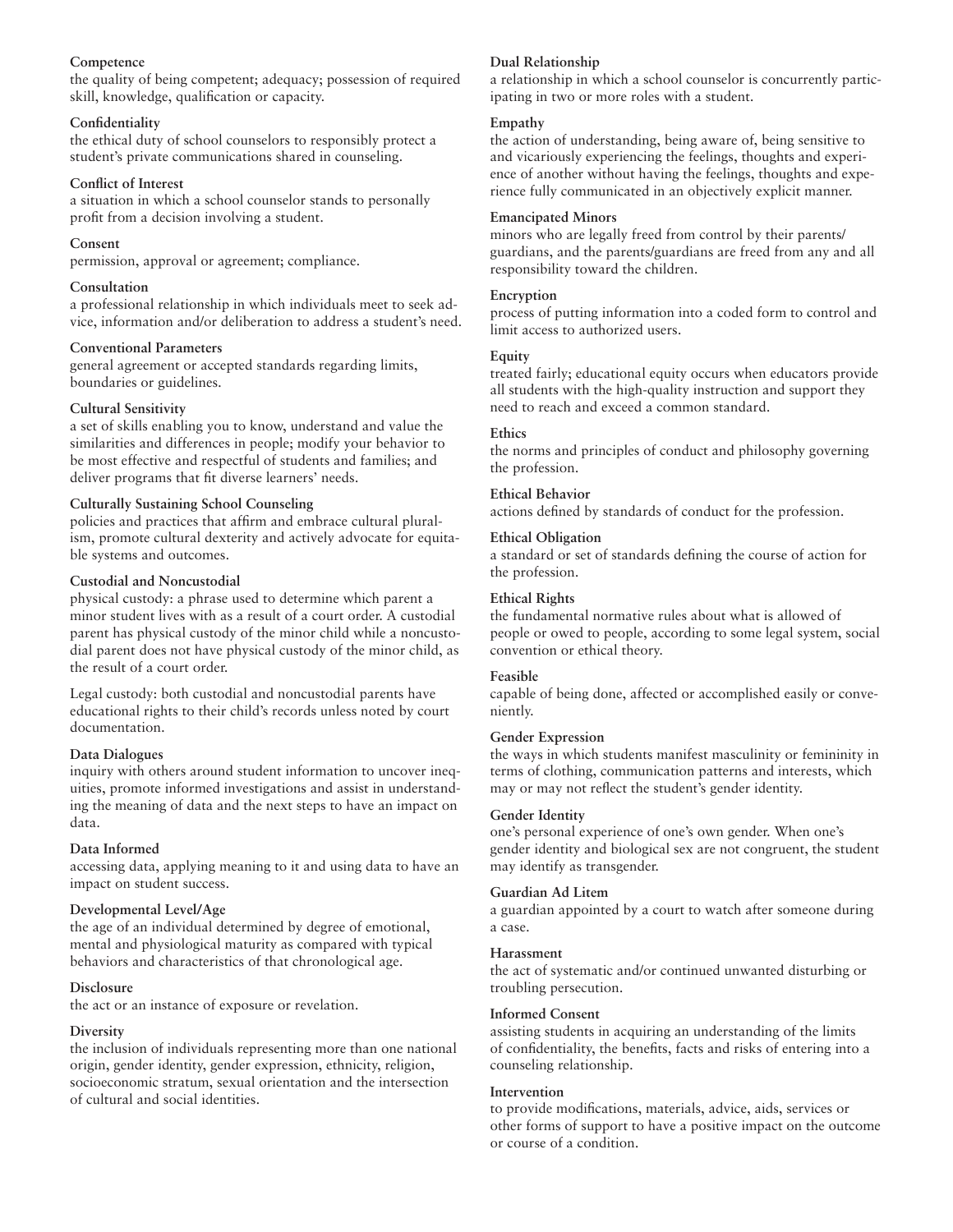**Competence**
the quality of being competent; adequacy; possession of required skill, knowledge, qualification or capacity.

**Confidentiality**
the ethical duty of school counselors to responsibly protect a student's private communications shared in counseling.

**Conflict of Interest**
a situation in which a school counselor stands to personally profit from a decision involving a student.

**Consent**
permission, approval or agreement; compliance.

**Consultation**
a professional relationship in which individuals meet to seek advice, information and/or deliberation to address a student's need.

**Conventional Parameters**
general agreement or accepted standards regarding limits, boundaries or guidelines.

**Cultural Sensitivity**
a set of skills enabling you to know, understand and value the similarities and differences in people; modify your behavior to be most effective and respectful of students and families; and deliver programs that fit diverse learners' needs.

**Culturally Sustaining School Counseling**
policies and practices that affirm and embrace cultural pluralism, promote cultural dexterity and actively advocate for equitable systems and outcomes.

**Custodial and Noncustodial**
physical custody: a phrase used to determine which parent a minor student lives with as a result of a court order. A custodial parent has physical custody of the minor child while a noncustodial parent does not have physical custody of the minor child, as the result of a court order.

Legal custody: both custodial and noncustodial parents have educational rights to their child's records unless noted by court documentation.

**Data Dialogues**
inquiry with others around student information to uncover inequities, promote informed investigations and assist in understanding the meaning of data and the next steps to have an impact on data.

**Data Informed**
accessing data, applying meaning to it and using data to have an impact on student success.

**Developmental Level/Age**
the age of an individual determined by degree of emotional, mental and physiological maturity as compared with typical behaviors and characteristics of that chronological age.

**Disclosure**
the act or an instance of exposure or revelation.

**Diversity**
the inclusion of individuals representing more than one national origin, gender identity, gender expression, ethnicity, religion, socioeconomic stratum, sexual orientation and the intersection of cultural and social identities.

**Dual Relationship**
a relationship in which a school counselor is concurrently participating in two or more roles with a student.

**Empathy**
the action of understanding, being aware of, being sensitive to and vicariously experiencing the feelings, thoughts and experience of another without having the feelings, thoughts and experience fully communicated in an objectively explicit manner.

**Emancipated Minors**
minors who are legally freed from control by their parents/guardians, and the parents/guardians are freed from any and all responsibility toward the children.

**Encryption**
process of putting information into a coded form to control and limit access to authorized users.

**Equity**
treated fairly; educational equity occurs when educators provide all students with the high-quality instruction and support they need to reach and exceed a common standard.

**Ethics**
the norms and principles of conduct and philosophy governing the profession.

**Ethical Behavior**
actions defined by standards of conduct for the profession.

**Ethical Obligation**
a standard or set of standards defining the course of action for the profession.

**Ethical Rights**
the fundamental normative rules about what is allowed of people or owed to people, according to some legal system, social convention or ethical theory.

**Feasible**
capable of being done, affected or accomplished easily or conveniently.

**Gender Expression**
the ways in which students manifest masculinity or femininity in terms of clothing, communication patterns and interests, which may or may not reflect the student's gender identity.

**Gender Identity**
one's personal experience of one's own gender. When one's gender identity and biological sex are not congruent, the student may identify as transgender.

**Guardian Ad Litem**
a guardian appointed by a court to watch after someone during a case.

**Harassment**
the act of systematic and/or continued unwanted disturbing or troubling persecution.

**Informed Consent**
assisting students in acquiring an understanding of the limits of confidentiality, the benefits, facts and risks of entering into a counseling relationship.

**Intervention**
to provide modifications, materials, advice, aids, services or other forms of support to have a positive impact on the outcome or course of a condition.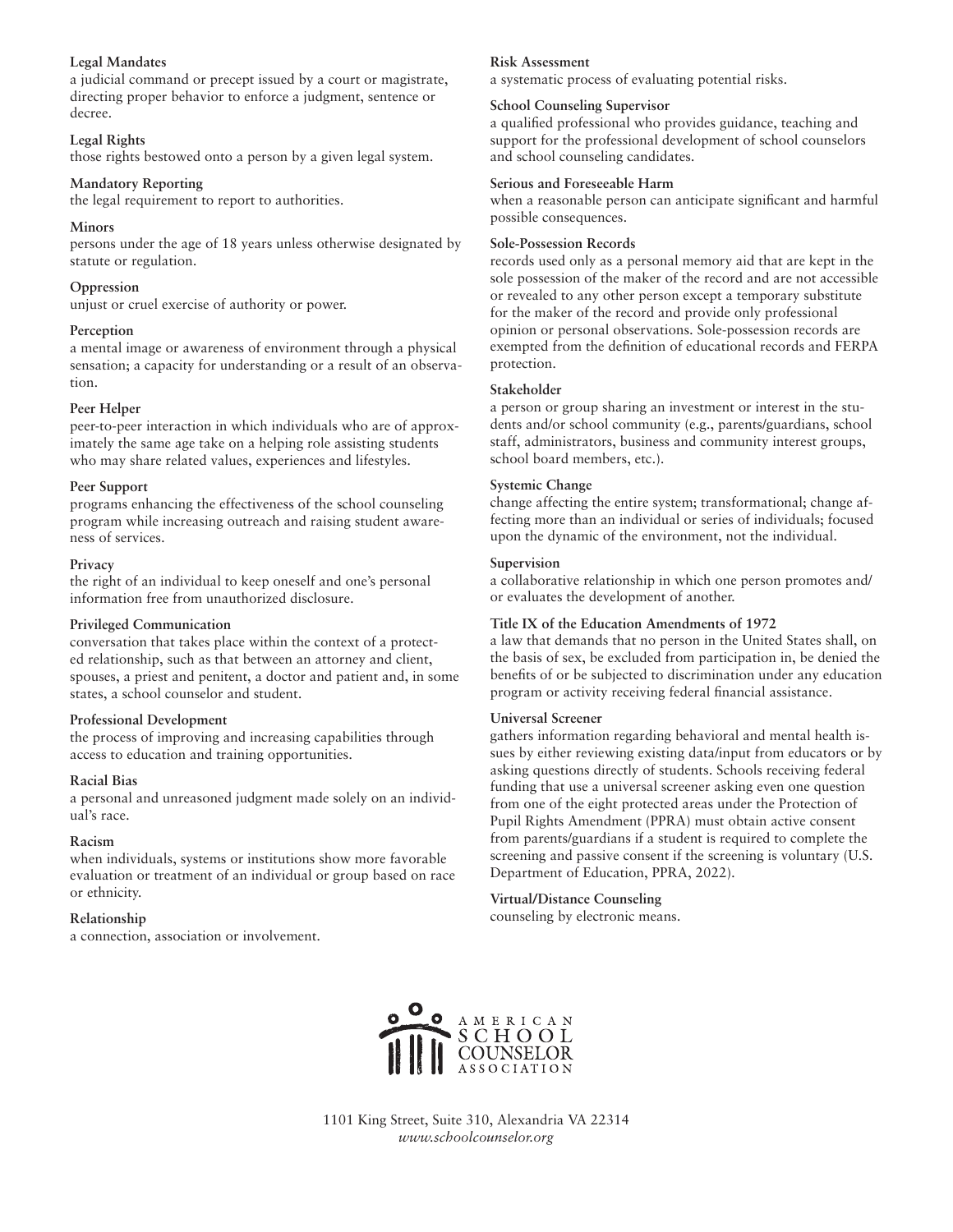**Legal Mandates**
a judicial command or precept issued by a court or magistrate, directing proper behavior to enforce a judgment, sentence or decree.

**Legal Rights**
those rights bestowed onto a person by a given legal system.

**Mandatory Reporting**
the legal requirement to report to authorities.

**Minors**
persons under the age of 18 years unless otherwise designated by statute or regulation.

**Oppression**
unjust or cruel exercise of authority or power.

**Perception**
a mental image or awareness of environment through a physical sensation; a capacity for understanding or a result of an observation.

**Peer Helper**
peer-to-peer interaction in which individuals who are of approximately the same age take on a helping role assisting students who may share related values, experiences and lifestyles.

**Peer Support**
programs enhancing the effectiveness of the school counseling program while increasing outreach and raising student awareness of services.

**Privacy**
the right of an individual to keep oneself and one's personal information free from unauthorized disclosure.

**Privileged Communication**
conversation that takes place within the context of a protected relationship, such as that between an attorney and client, spouses, a priest and penitent, a doctor and patient and, in some states, a school counselor and student.

**Professional Development**
the process of improving and increasing capabilities through access to education and training opportunities.

**Racial Bias**
a personal and unreasoned judgment made solely on an individual's race.

**Racism**
when individuals, systems or institutions show more favorable evaluation or treatment of an individual or group based on race or ethnicity.

**Relationship**
a connection, association or involvement.

**Risk Assessment**
a systematic process of evaluating potential risks.

**School Counseling Supervisor**
a qualified professional who provides guidance, teaching and support for the professional development of school counselors and school counseling candidates.

**Serious and Foreseeable Harm**
when a reasonable person can anticipate significant and harmful possible consequences.

**Sole-Possession Records**
records used only as a personal memory aid that are kept in the sole possession of the maker of the record and are not accessible or revealed to any other person except a temporary substitute for the maker of the record and provide only professional opinion or personal observations. Sole-possession records are exempted from the definition of educational records and FERPA protection.

**Stakeholder**
a person or group sharing an investment or interest in the students and/or school community (e.g., parents/guardians, school staff, administrators, business and community interest groups, school board members, etc.).

**Systemic Change**
change affecting the entire system; transformational; change affecting more than an individual or series of individuals; focused upon the dynamic of the environment, not the individual.

**Supervision**
a collaborative relationship in which one person promotes and/or evaluates the development of another.

**Title IX of the Education Amendments of 1972**
a law that demands that no person in the United States shall, on the basis of sex, be excluded from participation in, be denied the benefits of or be subjected to discrimination under any education program or activity receiving federal financial assistance.

**Universal Screener**
gathers information regarding behavioral and mental health issues by either reviewing existing data/input from educators or by asking questions directly of students. Schools receiving federal funding that use a universal screener asking even one question from one of the eight protected areas under the Protection of Pupil Rights Amendment (PPRA) must obtain active consent from parents/guardians if a student is required to complete the screening and passive consent if the screening is voluntary (U.S. Department of Education, PPRA, 2022).

**Virtual/Distance Counseling**
counseling by electronic means.

AMERICAN SCHOOL COUNSELOR ASSOCIATION

1101 King Street, Suite 310, Alexandria VA 22314
*www.schoolcounselor.org*